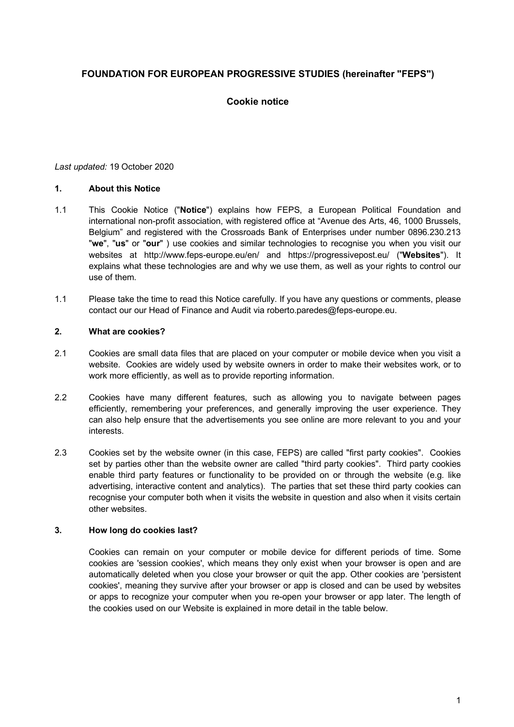# FOUNDATION FOR EUROPEAN PROGRESSIVE STUDIES (hereinafter "FEPS")

## Cookie notice

*Last updated:* 19 October 2020

### 1. About this Notice

1.1 This Cookie Notice ("**Notice**") explains how FEPS, a European Political Foundation and international non-profit association, with registered office at "Avenue des Arts, 46, 1000 Brussels, Belgium" and registered with the Crossroads Bank of Enterprises under number 0896.230.213 "**we**", "**us**" or "**our**" ) use cookies and similar technologies to recognise you when you visit our websites at http://www.feps-europe.eu/en/ and https://progressivepost.eu/ ("**Websites**"). It explains what these technologies are and why we use them, as well as your rights to control our use of them.

1.1 Please take the time to read this Notice carefully. If you have any questions or comments, please contact our our Head of Finance and Audit via roberto.paredes@feps-europe.eu.

### 2. What are cookies?

2.1 Cookies are small data files that are placed on your computer or mobile device when you visit a website. Cookies are widely used by website owners in order to make their websites work, or to work more efficiently, as well as to provide reporting information.

2.2 Cookies have many different features, such as allowing you to navigate between pages efficiently, remembering your preferences, and generally improving the user experience. They can also help ensure that the advertisements you see online are more relevant to you and your interests.

2.3 Cookies set by the website owner (in this case, FEPS) are called "first party cookies". Cookies set by parties other than the website owner are called "third party cookies". Third party cookies enable third party features or functionality to be provided on or through the website (e.g. like advertising, interactive content and analytics). The parties that set these third party cookies can recognise your computer both when it visits the website in question and also when it visits certain other websites.

### 3. How long do cookies last?

Cookies can remain on your computer or mobile device for different periods of time. Some cookies are 'session cookies', which means they only exist when your browser is open and are automatically deleted when you close your browser or quit the app. Other cookies are 'persistent cookies', meaning they survive after your browser or app is closed and can be used by websites or apps to recognize your computer when you re-open your browser or app later. The length of the cookies used on our Website is explained in more detail in the table below.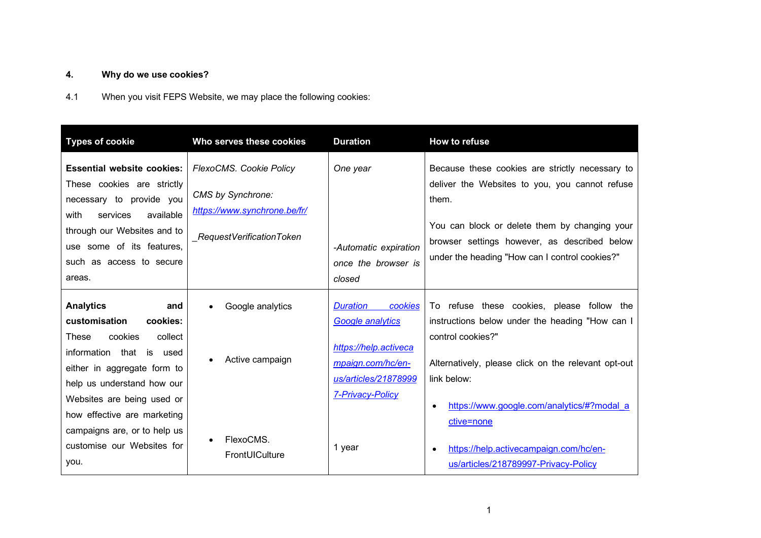## 4. Why do we use cookies?

4.1 When you visit FEPS Website, we may place the following cookies:

| Types of cookie | Who serves these cookies | Duration | How to refuse |
|---|---|---|---|
| **Essential website cookies:** These cookies are strictly necessary to provide you with services available through our Websites and to use some of its features, such as access to secure areas. | *FlexoCMS. Cookie Policy*<br><br>*CMS by Synchrone:* *https://www.synchrone.be/fr/*<br><br>*_RequestVerificationToken* | *One year*<br><br>*-Automatic expiration once the browser is closed* | Because these cookies are strictly necessary to deliver the Websites to you, you cannot refuse them.<br><br>You can block or delete them by changing your browser settings however, as described below under the heading "How can I control cookies?" |
| **Analytics and customisation cookies:** These cookies collect information that is used either in aggregate form to help us understand how our Websites are being used or how effective are marketing campaigns are, or to help us customise our Websites for you. | • Google analytics<br><br>• Active campaign<br><br>• FlexoCMS. FrontUICulture | *Duration cookies Google analytics*<br><br>*https://help.activecampaign.com/hc/en-us/articles/218789997-Privacy-Policy*<br><br>1 year | To refuse these cookies, please follow the instructions below under the heading "How can I control cookies?"<br><br>Alternatively, please click on the relevant opt-out link below:<br><br>• https://www.google.com/analytics/#?modal_active=none<br><br>• https://help.activecampaign.com/hc/en-us/articles/218789997-Privacy-Policy |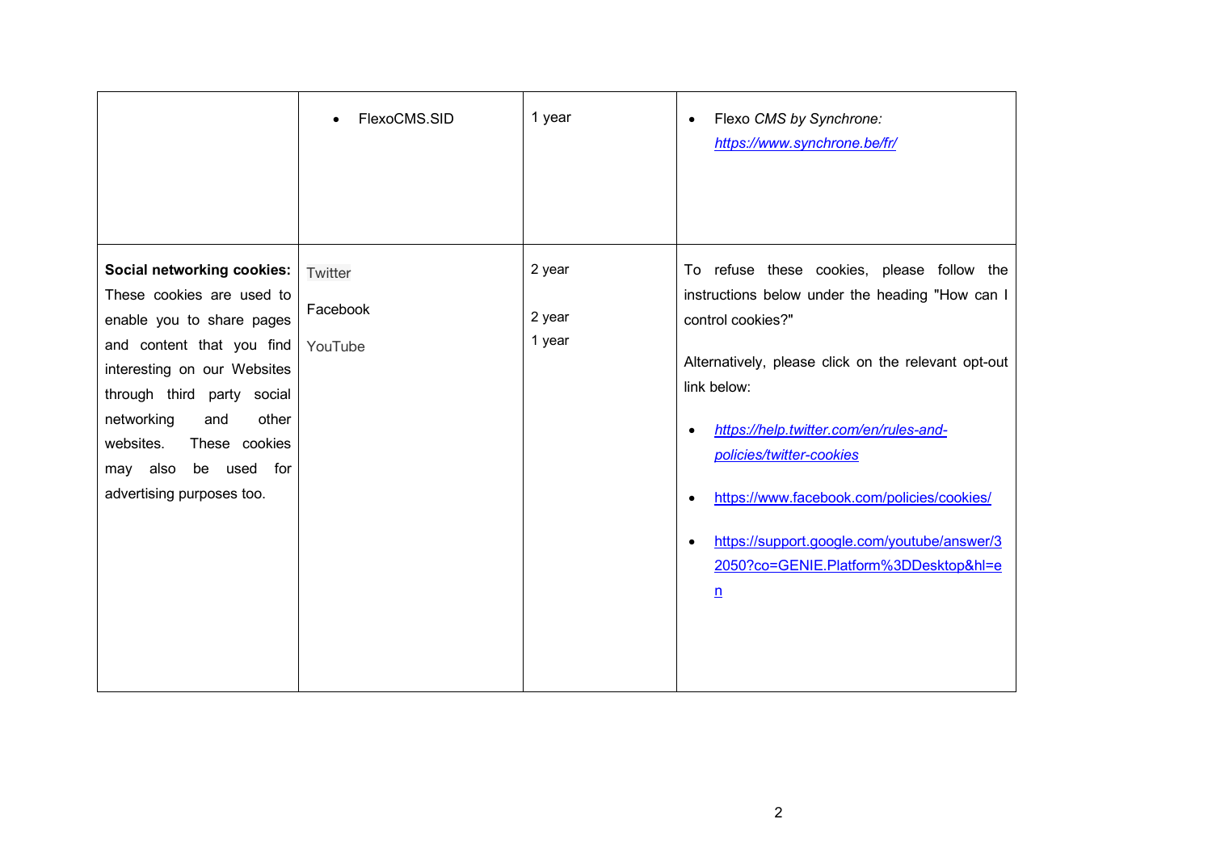| | | | |
|---|---|---|---|
| | • FlexoCMS.SID | 1 year | • Flexo *CMS by Synchrone:* *https://www.synchrone.be/fr/* |
| **Social networking cookies:** These cookies are used to enable you to share pages and content that you find interesting on our Websites through third party social networking and other websites. These cookies may also be used for advertising purposes too. | Twitter<br><br>Facebook<br><br>YouTube | 2 year<br><br>2 year<br>1 year | To refuse these cookies, please follow the instructions below under the heading "How can I control cookies?"<br><br>Alternatively, please click on the relevant opt-out link below:<br><br>• *https://help.twitter.com/en/rules-and-policies/twitter-cookies*<br><br>• https://www.facebook.com/policies/cookies/<br><br>• https://support.google.com/youtube/answer/32050?co=GENIE.Platform%3DDesktop&hl=en |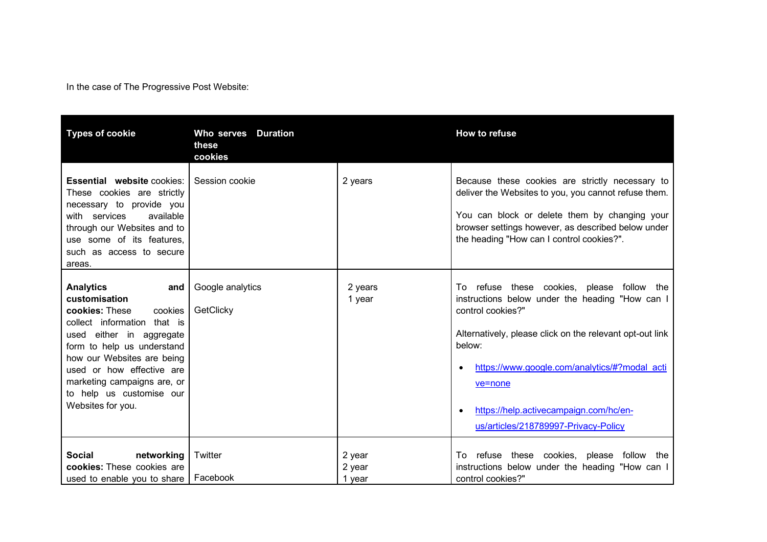In the case of The Progressive Post Website:

| Types of cookie | Who serves these cookies | Duration | How to refuse |
|---|---|---|---|
| **Essential website** cookies: These cookies are strictly necessary to provide you with services available through our Websites and to use some of its features, such as access to secure areas. | Session cookie | 2 years | Because these cookies are strictly necessary to deliver the Websites to you, you cannot refuse them.<br><br>You can block or delete them by changing your browser settings however, as described below under the heading "How can I control cookies?". |
| **Analytics and customisation cookies:** These cookies collect information that is used either in aggregate form to help us understand how our Websites are being used or how effective are marketing campaigns are, or to help us customise our Websites for you. | Google analytics<br><br>GetClicky | 2 years<br>1 year | To refuse these cookies, please follow the instructions below under the heading "How can I control cookies?"<br><br>Alternatively, please click on the relevant opt-out link below:<br><br>• https://www.google.com/analytics/#?modal_active=none<br><br>• https://help.activecampaign.com/hc/en-us/articles/218789997-Privacy-Policy |
| **Social networking cookies:** These cookies are used to enable you to share | Twitter<br><br>Facebook | 2 year<br>2 year<br>1 year | To refuse these cookies, please follow the instructions below under the heading "How can I control cookies?" |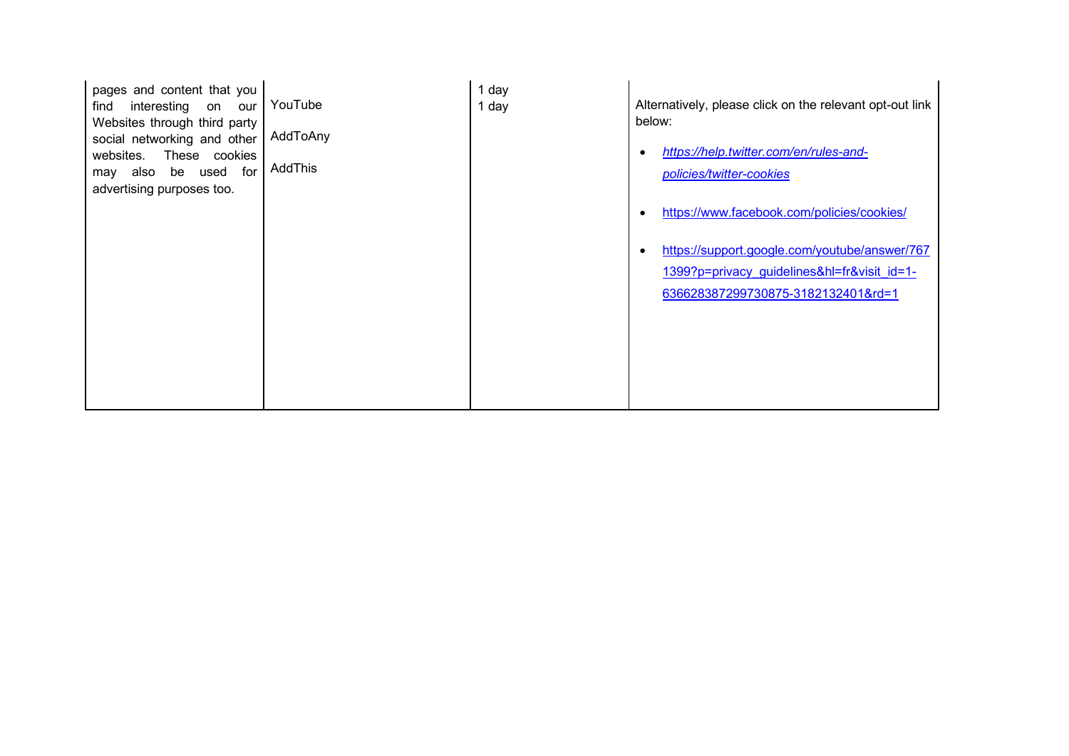| | | | |
|---|---|---|---|
| pages and content that you find interesting on our Websites through third party social networking and other websites. These cookies may also be used for advertising purposes too. | YouTube<br><br>AddToAny<br><br>AddThis | 1 day<br>1 day | Alternatively, please click on the relevant opt-out link below:<br><br>• *https://help.twitter.com/en/rules-and-policies/twitter-cookies*<br><br>• https://www.facebook.com/policies/cookies/<br><br>• https://support.google.com/youtube/answer/7671399?p=privacy_guidelines&hl=fr&visit_id=1-636628387299730875-3182132401&rd=1 |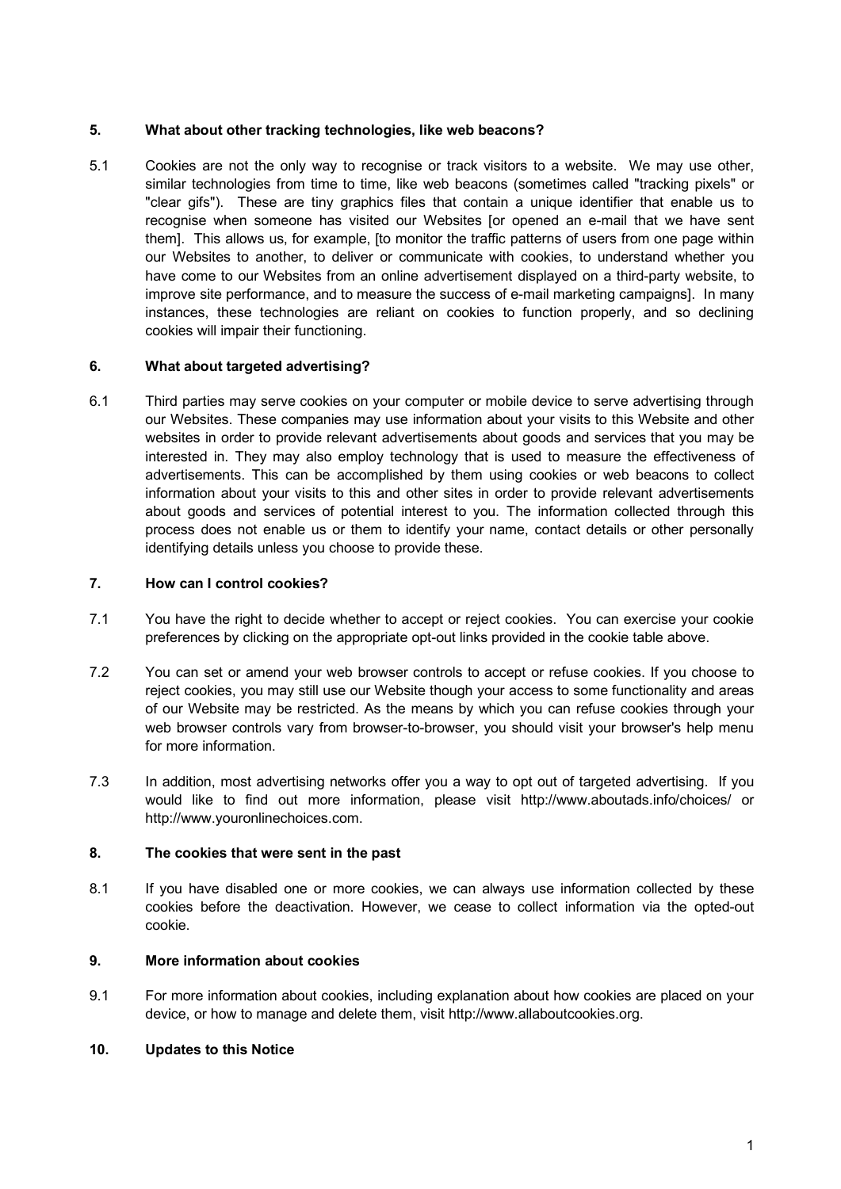## 5. What about other tracking technologies, like web beacons?

5.1 Cookies are not the only way to recognise or track visitors to a website. We may use other, similar technologies from time to time, like web beacons (sometimes called "tracking pixels" or "clear gifs"). These are tiny graphics files that contain a unique identifier that enable us to recognise when someone has visited our Websites [or opened an e-mail that we have sent them]. This allows us, for example, [to monitor the traffic patterns of users from one page within our Websites to another, to deliver or communicate with cookies, to understand whether you have come to our Websites from an online advertisement displayed on a third-party website, to improve site performance, and to measure the success of e-mail marketing campaigns]. In many instances, these technologies are reliant on cookies to function properly, and so declining cookies will impair their functioning.

## 6. What about targeted advertising?

6.1 Third parties may serve cookies on your computer or mobile device to serve advertising through our Websites. These companies may use information about your visits to this Website and other websites in order to provide relevant advertisements about goods and services that you may be interested in. They may also employ technology that is used to measure the effectiveness of advertisements. This can be accomplished by them using cookies or web beacons to collect information about your visits to this and other sites in order to provide relevant advertisements about goods and services of potential interest to you. The information collected through this process does not enable us or them to identify your name, contact details or other personally identifying details unless you choose to provide these.

## 7. How can I control cookies?

7.1 You have the right to decide whether to accept or reject cookies. You can exercise your cookie preferences by clicking on the appropriate opt-out links provided in the cookie table above.

7.2 You can set or amend your web browser controls to accept or refuse cookies. If you choose to reject cookies, you may still use our Website though your access to some functionality and areas of our Website may be restricted. As the means by which you can refuse cookies through your web browser controls vary from browser-to-browser, you should visit your browser's help menu for more information.

7.3 In addition, most advertising networks offer you a way to opt out of targeted advertising. If you would like to find out more information, please visit http://www.aboutads.info/choices/ or http://www.youronlinechoices.com.

## 8. The cookies that were sent in the past

8.1 If you have disabled one or more cookies, we can always use information collected by these cookies before the deactivation. However, we cease to collect information via the opted-out cookie.

## 9. More information about cookies

9.1 For more information about cookies, including explanation about how cookies are placed on your device, or how to manage and delete them, visit http://www.allaboutcookies.org.

## 10. Updates to this Notice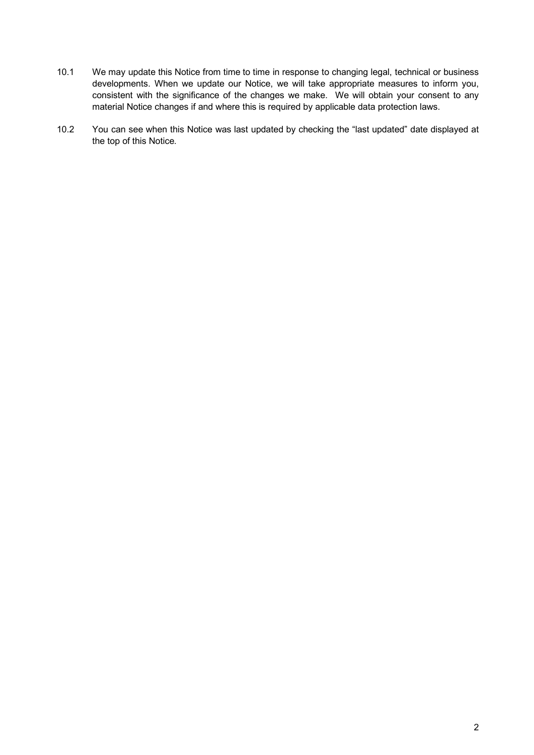10.1 We may update this Notice from time to time in response to changing legal, technical or business developments. When we update our Notice, we will take appropriate measures to inform you, consistent with the significance of the changes we make. We will obtain your consent to any material Notice changes if and where this is required by applicable data protection laws.

10.2 You can see when this Notice was last updated by checking the "last updated" date displayed at the top of this Notice.